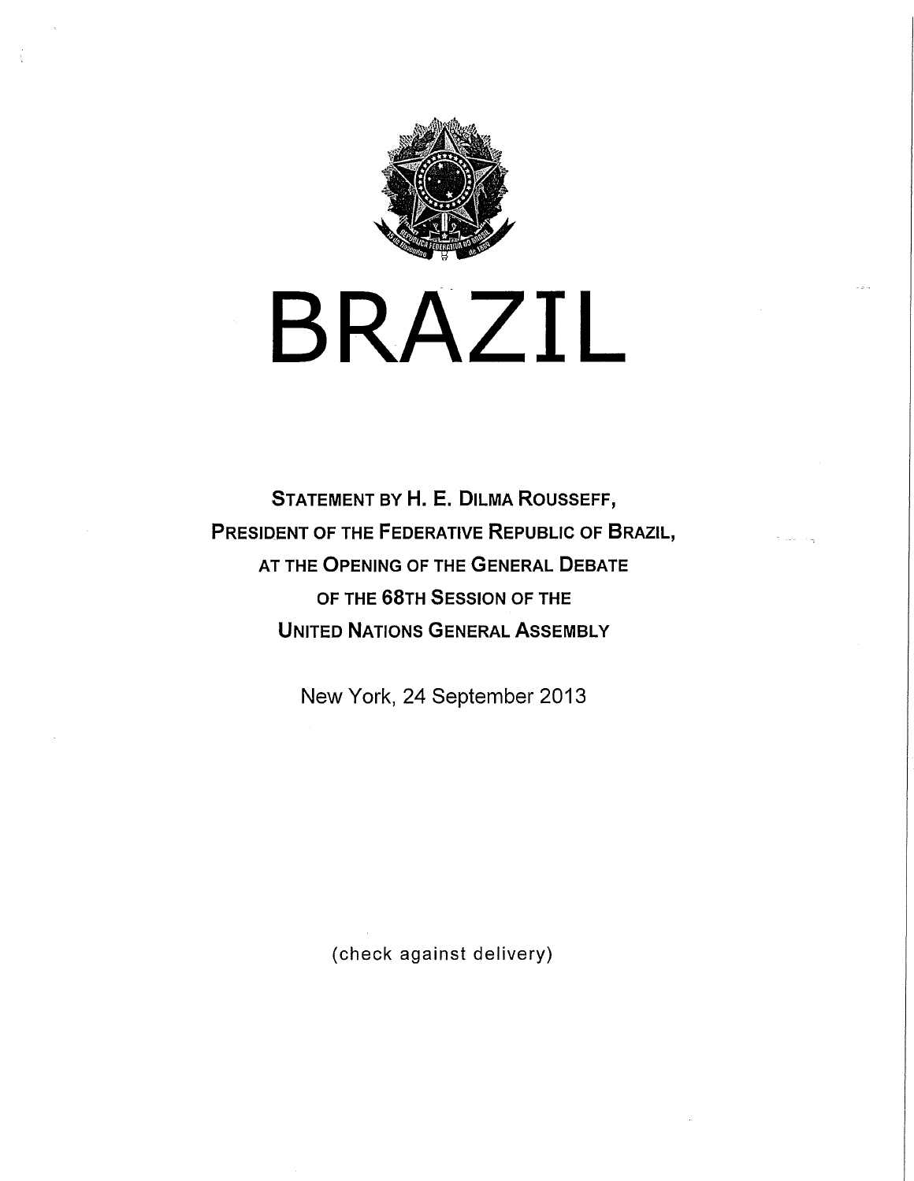# BRAZIL

**STATEMENT BY H. E. DILMA ROUSSEFF,**
**PRESIDENT OF THE FEDERATIVE REPUBLIC OF BRAZIL,**
**AT THE OPENING OF THE GENERAL DEBATE**
**OF THE 68TH SESSION OF THE**
**UNITED NATIONS GENERAL ASSEMBLY**

New York, 24 September 2013

(check against delivery)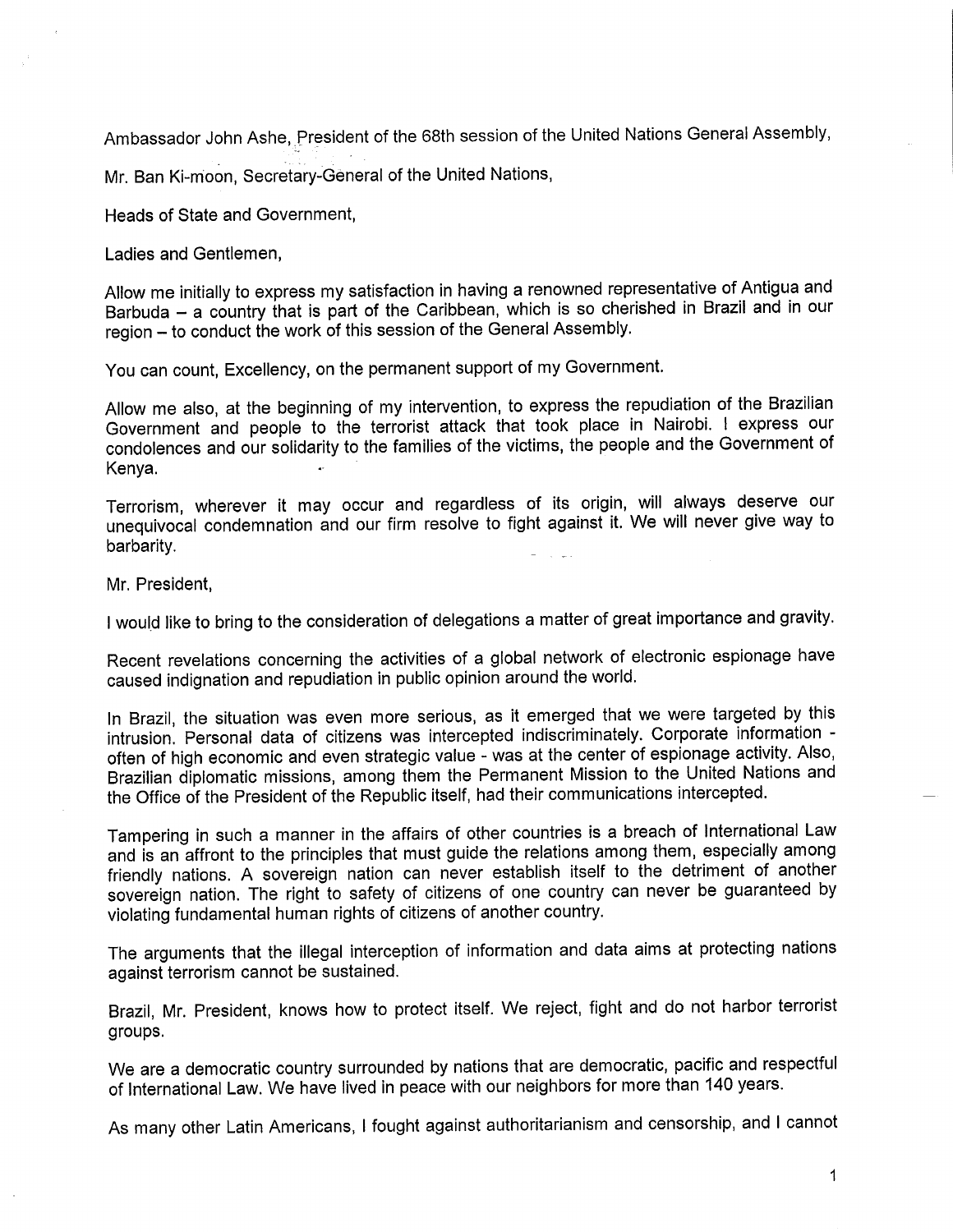Ambassador John Ashe, President of the 68th session of the United Nations General Assembly,

Mr. Ban Ki-moon, Secretary-General of the United Nations,

Heads of State and Government,

Ladies and Gentlemen,

Allow me initially to express my satisfaction in having a renowned representative of Antigua and Barbuda – a country that is part of the Caribbean, which is so cherished in Brazil and in our region – to conduct the work of this session of the General Assembly.

You can count, Excellency, on the permanent support of my Government.

Allow me also, at the beginning of my intervention, to express the repudiation of the Brazilian Government and people to the terrorist attack that took place in Nairobi. I express our condolences and our solidarity to the families of the victims, the people and the Government of Kenya.

Terrorism, wherever it may occur and regardless of its origin, will always deserve our unequivocal condemnation and our firm resolve to fight against it. We will never give way to barbarity.

Mr. President,

I would like to bring to the consideration of delegations a matter of great importance and gravity.

Recent revelations concerning the activities of a global network of electronic espionage have caused indignation and repudiation in public opinion around the world.

In Brazil, the situation was even more serious, as it emerged that we were targeted by this intrusion. Personal data of citizens was intercepted indiscriminately. Corporate information - often of high economic and even strategic value - was at the center of espionage activity. Also, Brazilian diplomatic missions, among them the Permanent Mission to the United Nations and the Office of the President of the Republic itself, had their communications intercepted.

Tampering in such a manner in the affairs of other countries is a breach of International Law and is an affront to the principles that must guide the relations among them, especially among friendly nations. A sovereign nation can never establish itself to the detriment of another sovereign nation. The right to safety of citizens of one country can never be guaranteed by violating fundamental human rights of citizens of another country.

The arguments that the illegal interception of information and data aims at protecting nations against terrorism cannot be sustained.

Brazil, Mr. President, knows how to protect itself. We reject, fight and do not harbor terrorist groups.

We are a democratic country surrounded by nations that are democratic, pacific and respectful of International Law. We have lived in peace with our neighbors for more than 140 years.

As many other Latin Americans, I fought against authoritarianism and censorship, and I cannot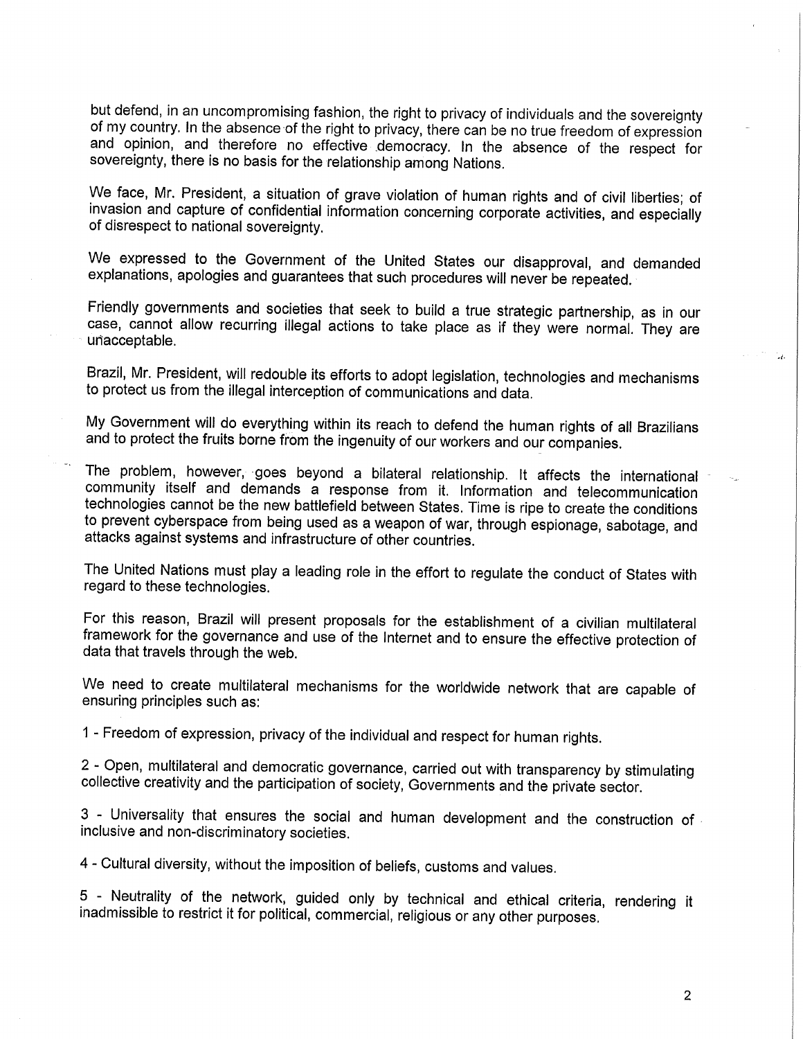but defend, in an uncompromising fashion, the right to privacy of individuals and the sovereignty of my country. In the absence of the right to privacy, there can be no true freedom of expression and opinion, and therefore no effective democracy. In the absence of the respect for sovereignty, there is no basis for the relationship among Nations.

We face, Mr. President, a situation of grave violation of human rights and of civil liberties; of invasion and capture of confidential information concerning corporate activities, and especially of disrespect to national sovereignty.

We expressed to the Government of the United States our disapproval, and demanded explanations, apologies and guarantees that such procedures will never be repeated.

Friendly governments and societies that seek to build a true strategic partnership, as in our case, cannot allow recurring illegal actions to take place as if they were normal. They are unacceptable.

Brazil, Mr. President, will redouble its efforts to adopt legislation, technologies and mechanisms to protect us from the illegal interception of communications and data.

My Government will do everything within its reach to defend the human rights of all Brazilians and to protect the fruits borne from the ingenuity of our workers and our companies.

The problem, however, goes beyond a bilateral relationship. It affects the international community itself and demands a response from it. Information and telecommunication technologies cannot be the new battlefield between States. Time is ripe to create the conditions to prevent cyberspace from being used as a weapon of war, through espionage, sabotage, and attacks against systems and infrastructure of other countries.

The United Nations must play a leading role in the effort to regulate the conduct of States with regard to these technologies.

For this reason, Brazil will present proposals for the establishment of a civilian multilateral framework for the governance and use of the Internet and to ensure the effective protection of data that travels through the web.

We need to create multilateral mechanisms for the worldwide network that are capable of ensuring principles such as:

1 - Freedom of expression, privacy of the individual and respect for human rights.

2 - Open, multilateral and democratic governance, carried out with transparency by stimulating collective creativity and the participation of society, Governments and the private sector.

3 - Universality that ensures the social and human development and the construction of inclusive and non-discriminatory societies.

4 - Cultural diversity, without the imposition of beliefs, customs and values.

5 - Neutrality of the network, guided only by technical and ethical criteria, rendering it inadmissible to restrict it for political, commercial, religious or any other purposes.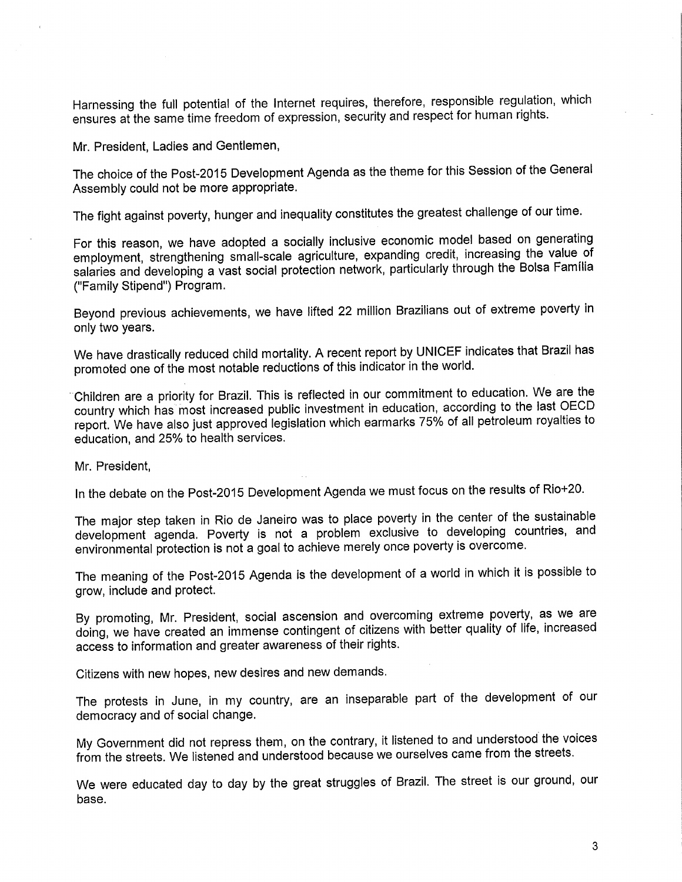Harnessing the full potential of the Internet requires, therefore, responsible regulation, which ensures at the same time freedom of expression, security and respect for human rights.

Mr. President, Ladies and Gentlemen,

The choice of the Post-2015 Development Agenda as the theme for this Session of the General Assembly could not be more appropriate.

The fight against poverty, hunger and inequality constitutes the greatest challenge of our time.

For this reason, we have adopted a socially inclusive economic model based on generating employment, strengthening small-scale agriculture, expanding credit, increasing the value of salaries and developing a vast social protection network, particularly through the Bolsa Família ("Family Stipend") Program.

Beyond previous achievements, we have lifted 22 million Brazilians out of extreme poverty in only two years.

We have drastically reduced child mortality. A recent report by UNICEF indicates that Brazil has promoted one of the most notable reductions of this indicator in the world.

Children are a priority for Brazil. This is reflected in our commitment to education. We are the country which has most increased public investment in education, according to the last OECD report. We have also just approved legislation which earmarks 75% of all petroleum royalties to education, and 25% to health services.

Mr. President,

In the debate on the Post-2015 Development Agenda we must focus on the results of Rio+20.

The major step taken in Rio de Janeiro was to place poverty in the center of the sustainable development agenda. Poverty is not a problem exclusive to developing countries, and environmental protection is not a goal to achieve merely once poverty is overcome.

The meaning of the Post-2015 Agenda is the development of a world in which it is possible to grow, include and protect.

By promoting, Mr. President, social ascension and overcoming extreme poverty, as we are doing, we have created an immense contingent of citizens with better quality of life, increased access to information and greater awareness of their rights.

Citizens with new hopes, new desires and new demands.

The protests in June, in my country, are an inseparable part of the development of our democracy and of social change.

My Government did not repress them, on the contrary, it listened to and understood the voices from the streets. We listened and understood because we ourselves came from the streets.

We were educated day to day by the great struggles of Brazil. The street is our ground, our base.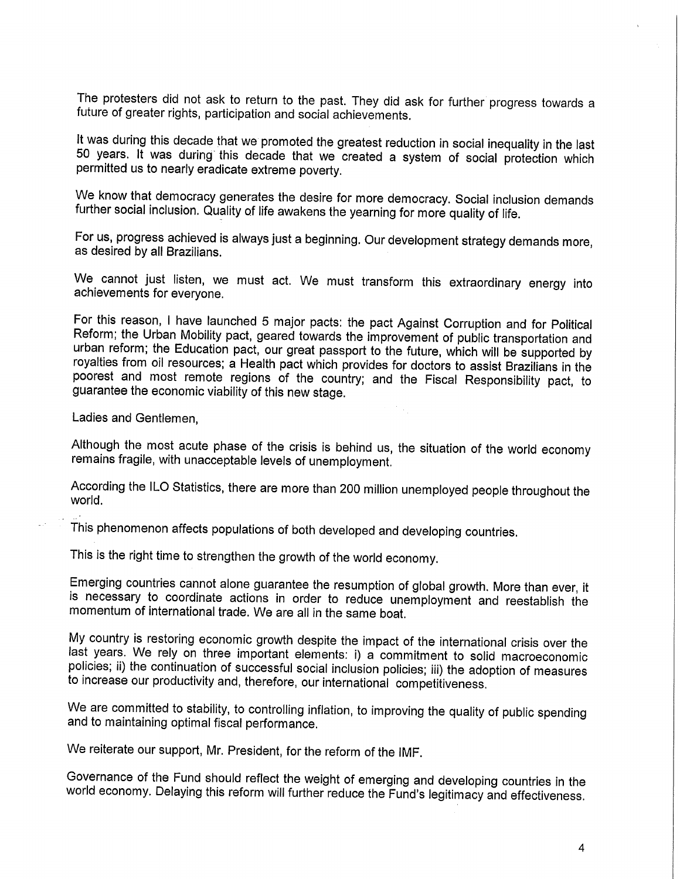The protesters did not ask to return to the past. They did ask for further progress towards a future of greater rights, participation and social achievements.

It was during this decade that we promoted the greatest reduction in social inequality in the last 50 years. It was during this decade that we created a system of social protection which permitted us to nearly eradicate extreme poverty.

We know that democracy generates the desire for more democracy. Social inclusion demands further social inclusion. Quality of life awakens the yearning for more quality of life.

For us, progress achieved is always just a beginning. Our development strategy demands more, as desired by all Brazilians.

We cannot just listen, we must act. We must transform this extraordinary energy into achievements for everyone.

For this reason, I have launched 5 major pacts: the pact Against Corruption and for Political Reform; the Urban Mobility pact, geared towards the improvement of public transportation and urban reform; the Education pact, our great passport to the future, which will be supported by royalties from oil resources; a Health pact which provides for doctors to assist Brazilians in the poorest and most remote regions of the country; and the Fiscal Responsibility pact, to guarantee the economic viability of this new stage.

Ladies and Gentlemen,

Although the most acute phase of the crisis is behind us, the situation of the world economy remains fragile, with unacceptable levels of unemployment.

According the ILO Statistics, there are more than 200 million unemployed people throughout the world.

This phenomenon affects populations of both developed and developing countries.

This is the right time to strengthen the growth of the world economy.

Emerging countries cannot alone guarantee the resumption of global growth. More than ever, it is necessary to coordinate actions in order to reduce unemployment and reestablish the momentum of international trade. We are all in the same boat.

My country is restoring economic growth despite the impact of the international crisis over the last years. We rely on three important elements: i) a commitment to solid macroeconomic policies; ii) the continuation of successful social inclusion policies; iii) the adoption of measures to increase our productivity and, therefore, our international competitiveness.

We are committed to stability, to controlling inflation, to improving the quality of public spending and to maintaining optimal fiscal performance.

We reiterate our support, Mr. President, for the reform of the IMF.

Governance of the Fund should reflect the weight of emerging and developing countries in the world economy. Delaying this reform will further reduce the Fund's legitimacy and effectiveness.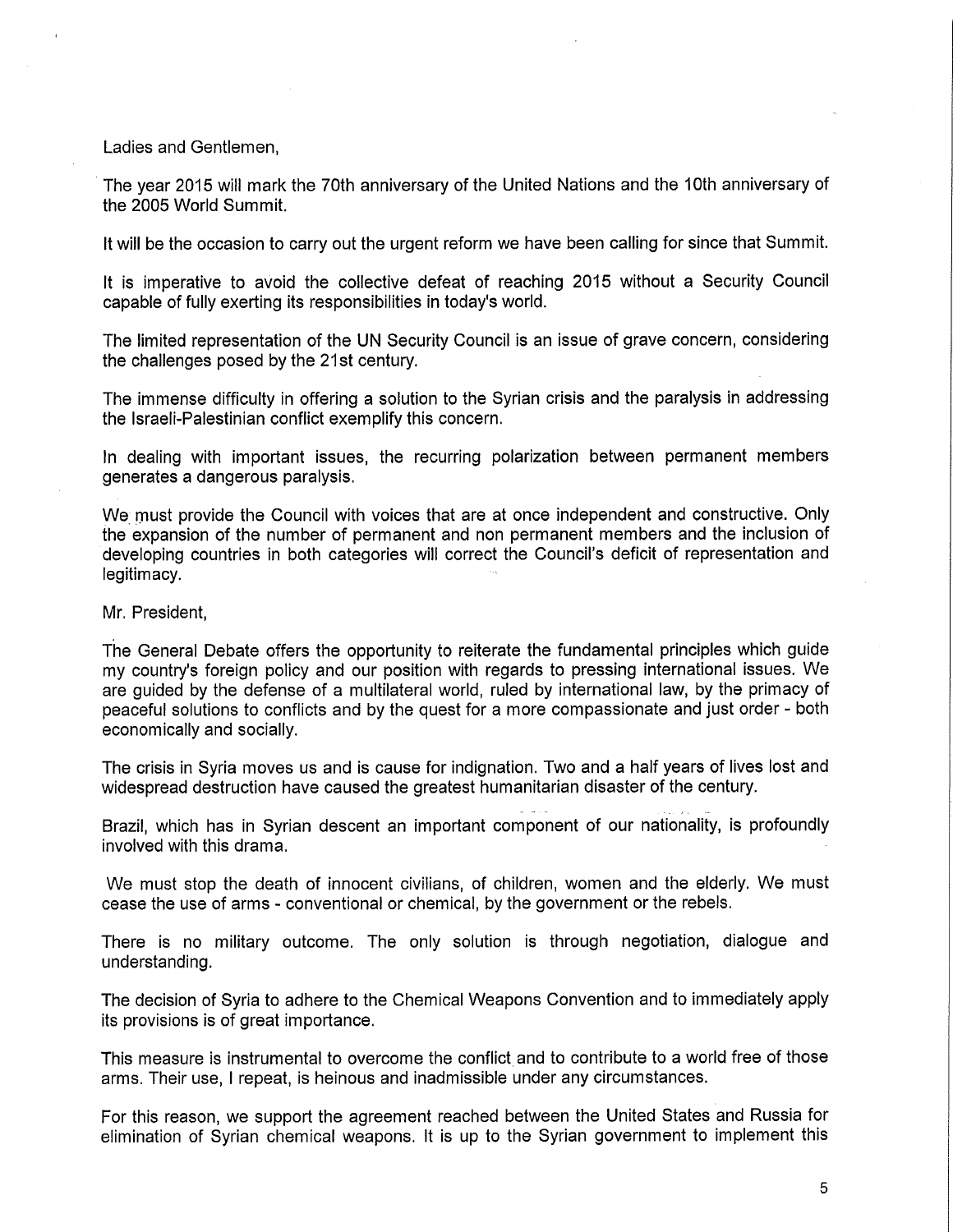Ladies and Gentlemen,

The year 2015 will mark the 70th anniversary of the United Nations and the 10th anniversary of the 2005 World Summit.

It will be the occasion to carry out the urgent reform we have been calling for since that Summit.

It is imperative to avoid the collective defeat of reaching 2015 without a Security Council capable of fully exerting its responsibilities in today's world.

The limited representation of the UN Security Council is an issue of grave concern, considering the challenges posed by the 21st century.

The immense difficulty in offering a solution to the Syrian crisis and the paralysis in addressing the Israeli-Palestinian conflict exemplify this concern.

In dealing with important issues, the recurring polarization between permanent members generates a dangerous paralysis.

We must provide the Council with voices that are at once independent and constructive. Only the expansion of the number of permanent and non permanent members and the inclusion of developing countries in both categories will correct the Council's deficit of representation and legitimacy.

Mr. President,

The General Debate offers the opportunity to reiterate the fundamental principles which guide my country's foreign policy and our position with regards to pressing international issues. We are guided by the defense of a multilateral world, ruled by international law, by the primacy of peaceful solutions to conflicts and by the quest for a more compassionate and just order - both economically and socially.

The crisis in Syria moves us and is cause for indignation. Two and a half years of lives lost and widespread destruction have caused the greatest humanitarian disaster of the century.

Brazil, which has in Syrian descent an important component of our nationality, is profoundly involved with this drama.

We must stop the death of innocent civilians, of children, women and the elderly. We must cease the use of arms - conventional or chemical, by the government or the rebels.

There is no military outcome. The only solution is through negotiation, dialogue and understanding.

The decision of Syria to adhere to the Chemical Weapons Convention and to immediately apply its provisions is of great importance.

This measure is instrumental to overcome the conflict and to contribute to a world free of those arms. Their use, I repeat, is heinous and inadmissible under any circumstances.

For this reason, we support the agreement reached between the United States and Russia for elimination of Syrian chemical weapons. It is up to the Syrian government to implement this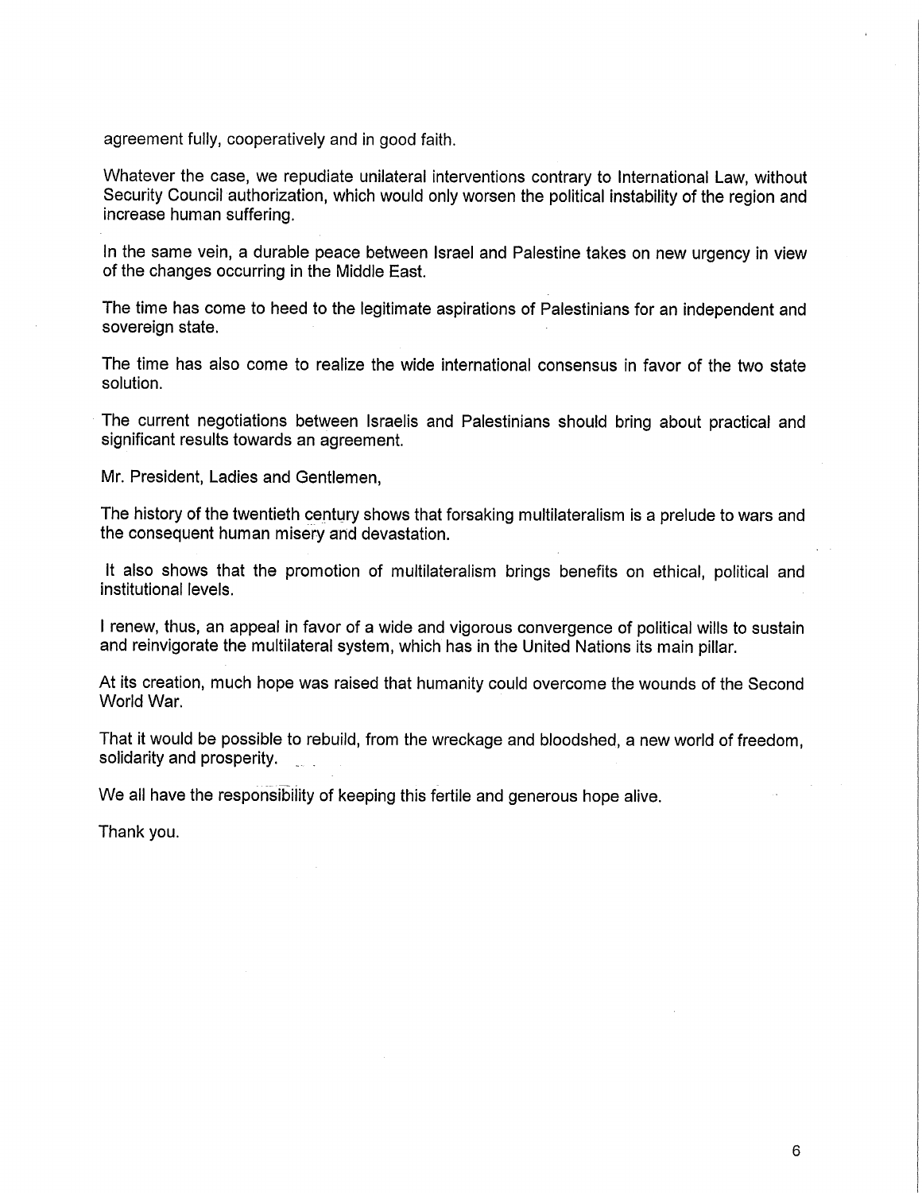agreement fully, cooperatively and in good faith.

Whatever the case, we repudiate unilateral interventions contrary to International Law, without Security Council authorization, which would only worsen the political instability of the region and increase human suffering.

In the same vein, a durable peace between Israel and Palestine takes on new urgency in view of the changes occurring in the Middle East.

The time has come to heed to the legitimate aspirations of Palestinians for an independent and sovereign state.

The time has also come to realize the wide international consensus in favor of the two state solution.

The current negotiations between Israelis and Palestinians should bring about practical and significant results towards an agreement.

Mr. President, Ladies and Gentlemen,

The history of the twentieth century shows that forsaking multilateralism is a prelude to wars and the consequent human misery and devastation.

It also shows that the promotion of multilateralism brings benefits on ethical, political and institutional levels.

I renew, thus, an appeal in favor of a wide and vigorous convergence of political wills to sustain and reinvigorate the multilateral system, which has in the United Nations its main pillar.

At its creation, much hope was raised that humanity could overcome the wounds of the Second World War.

That it would be possible to rebuild, from the wreckage and bloodshed, a new world of freedom, solidarity and prosperity.

We all have the responsibility of keeping this fertile and generous hope alive.

Thank you.